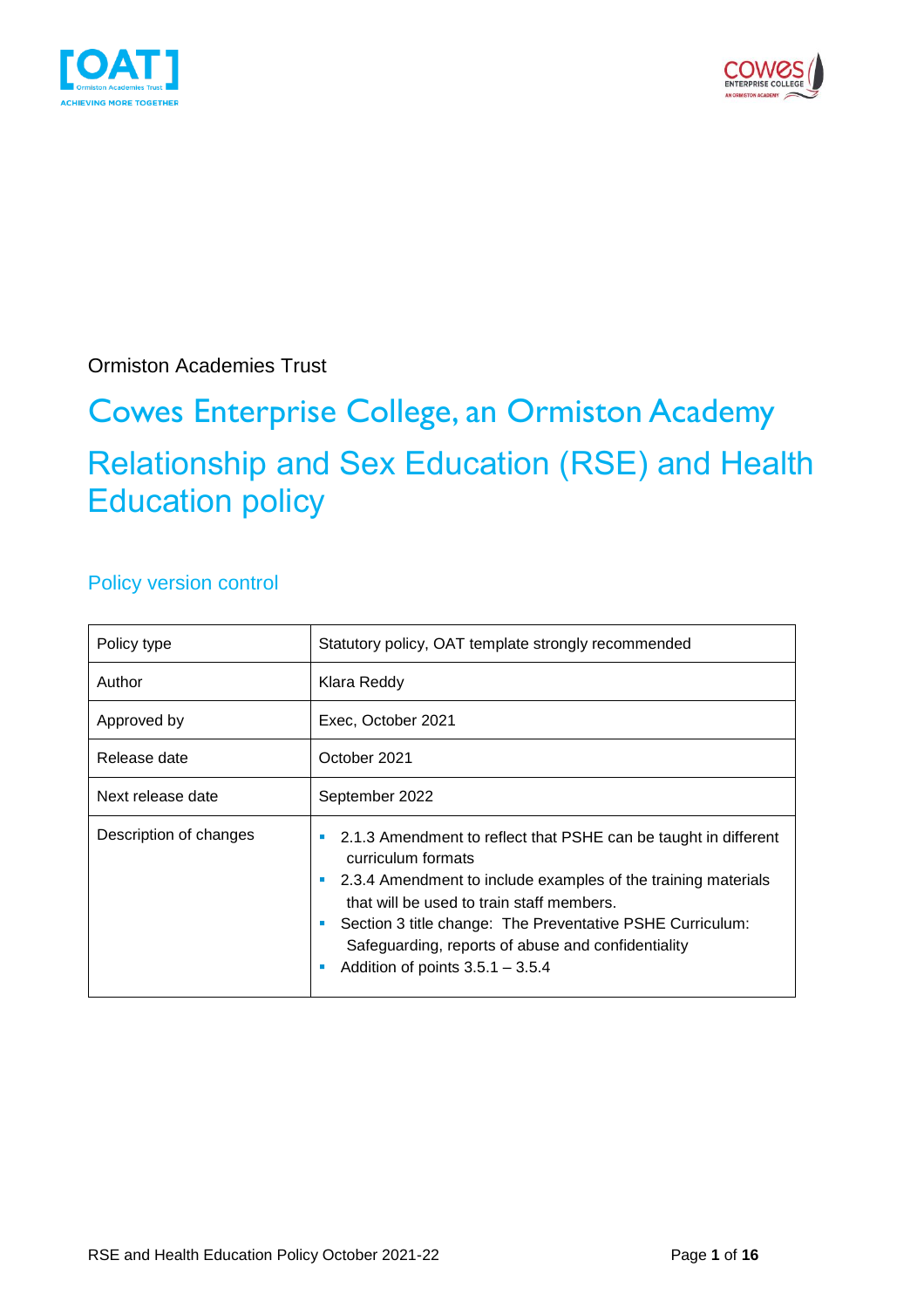Ormiston Academies Trust

# Cowes Enterprise College, an Ormiston Academy

# Relationship and Sex Education (RSE) and Health Education policy

## Policy version control

| Policy type | Statutory policy, OAT template strongly recommended |
|---|---|
| Author | Klara Reddy |
| Approved by | Exec, October 2021 |
| Release date | October 2021 |
| Next release date | September 2022 |
| Description of changes | ▪ 2.1.3 Amendment to reflect that PSHE can be taught in different curriculum formats<br>▪ 2.3.4 Amendment to include examples of the training materials that will be used to train staff members.<br>▪ Section 3 title change: The Preventative PSHE Curriculum: Safeguarding, reports of abuse and confidentiality<br>▪ Addition of points 3.5.1 – 3.5.4 |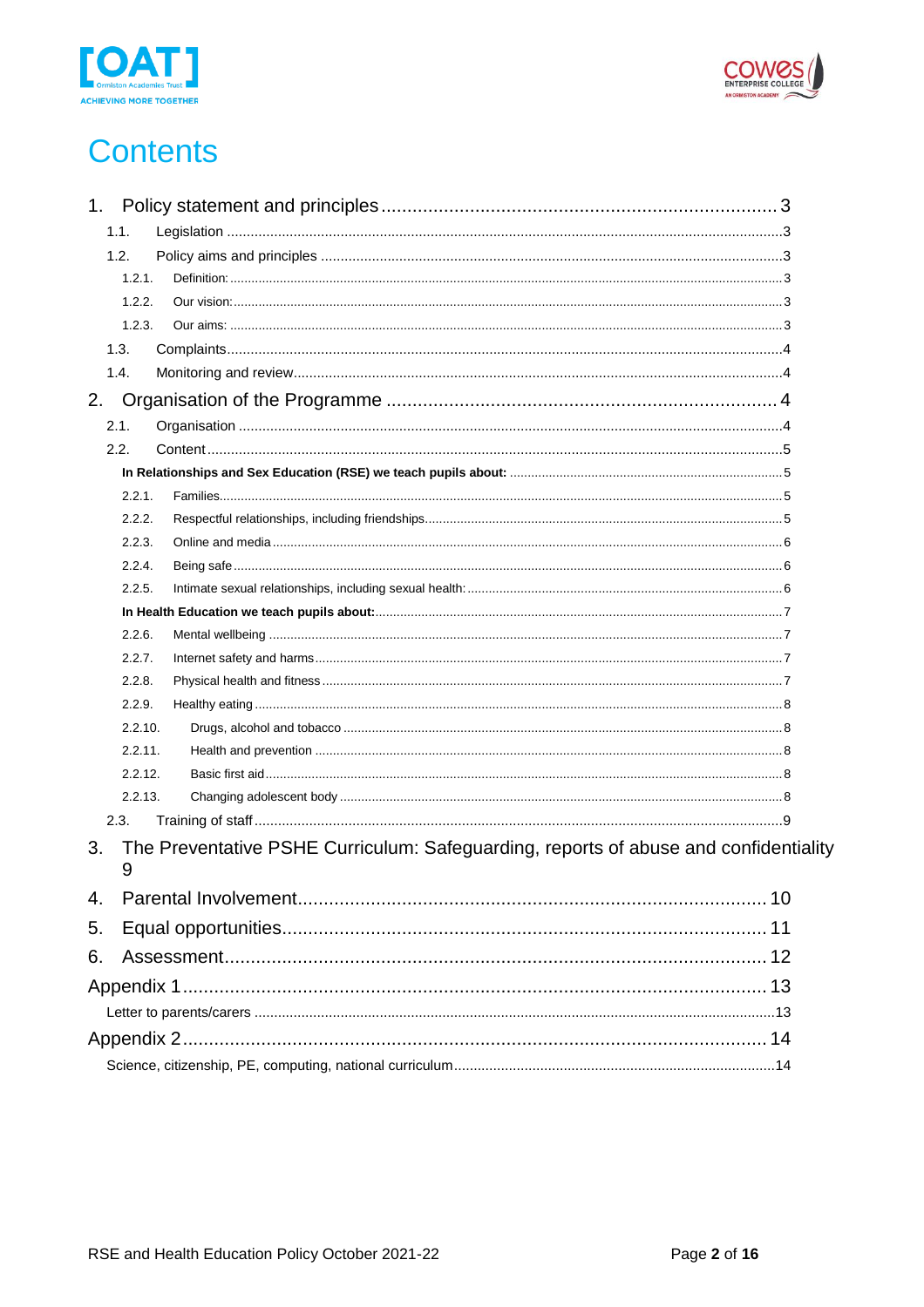# Contents

1. Policy statement and principles 3
   - 1.1. Legislation 3
   - 1.2. Policy aims and principles 3
     - 1.2.1. Definition: 3
     - 1.2.2. Our vision: 3
     - 1.2.3. Our aims: 3
   - 1.3. Complaints 4
   - 1.4. Monitoring and review 4
2. Organisation of the Programme 4
   - 2.1. Organisation 4
   - 2.2. Content 5
     - **In Relationships and Sex Education (RSE) we teach pupils about:** 5
     - 2.2.1. Families 5
     - 2.2.2. Respectful relationships, including friendships 5
     - 2.2.3. Online and media 6
     - 2.2.4. Being safe 6
     - 2.2.5. Intimate sexual relationships, including sexual health: 6
     - **In Health Education we teach pupils about:** 7
     - 2.2.6. Mental wellbeing 7
     - 2.2.7. Internet safety and harms 7
     - 2.2.8. Physical health and fitness 7
     - 2.2.9. Healthy eating 8
     - 2.2.10. Drugs, alcohol and tobacco 8
     - 2.2.11. Health and prevention 8
     - 2.2.12. Basic first aid 8
     - 2.2.13. Changing adolescent body 8
   - 2.3. Training of staff 9
3. The Preventative PSHE Curriculum: Safeguarding, reports of abuse and confidentiality 9
4. Parental Involvement 10
5. Equal opportunities 11
6. Assessment 12

Appendix 1 13
- Letter to parents/carers 13

Appendix 2 14
- Science, citizenship, PE, computing, national curriculum 14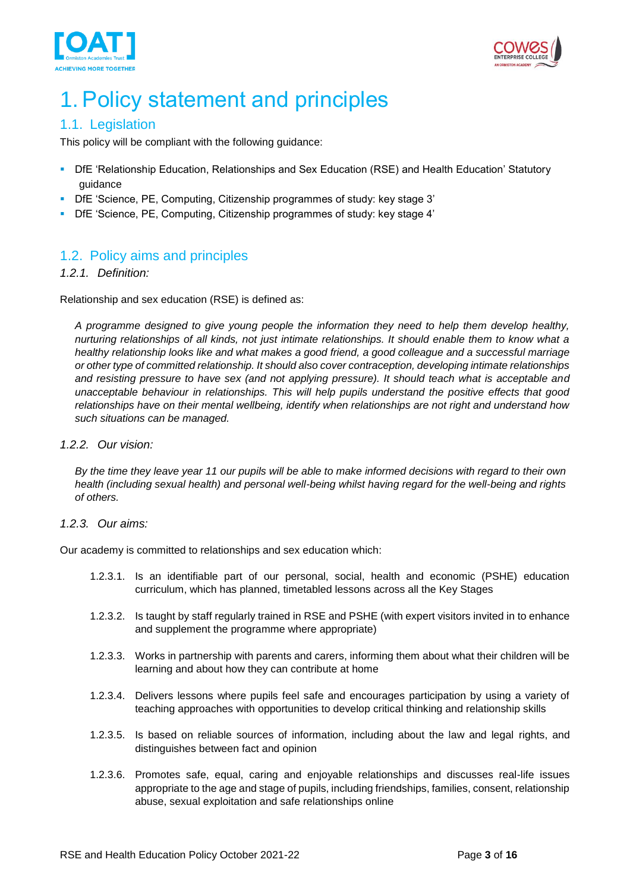# 1. Policy statement and principles

## 1.1. Legislation

This policy will be compliant with the following guidance:

- DfE 'Relationship Education, Relationships and Sex Education (RSE) and Health Education' Statutory guidance
- DfE 'Science, PE, Computing, Citizenship programmes of study: key stage 3'
- DfE 'Science, PE, Computing, Citizenship programmes of study: key stage 4'

## 1.2. Policy aims and principles

### *1.2.1. Definition:*

Relationship and sex education (RSE) is defined as:

> *A programme designed to give young people the information they need to help them develop healthy, nurturing relationships of all kinds, not just intimate relationships. It should enable them to know what a healthy relationship looks like and what makes a good friend, a good colleague and a successful marriage or other type of committed relationship. It should also cover contraception, developing intimate relationships and resisting pressure to have sex (and not applying pressure). It should teach what is acceptable and unacceptable behaviour in relationships. This will help pupils understand the positive effects that good relationships have on their mental wellbeing, identify when relationships are not right and understand how such situations can be managed.*

### *1.2.2. Our vision:*

> *By the time they leave year 11 our pupils will be able to make informed decisions with regard to their own health (including sexual health) and personal well-being whilst having regard for the well-being and rights of others.*

### *1.2.3. Our aims:*

Our academy is committed to relationships and sex education which:

1.2.3.1. Is an identifiable part of our personal, social, health and economic (PSHE) education curriculum, which has planned, timetabled lessons across all the Key Stages

1.2.3.2. Is taught by staff regularly trained in RSE and PSHE (with expert visitors invited in to enhance and supplement the programme where appropriate)

1.2.3.3. Works in partnership with parents and carers, informing them about what their children will be learning and about how they can contribute at home

1.2.3.4. Delivers lessons where pupils feel safe and encourages participation by using a variety of teaching approaches with opportunities to develop critical thinking and relationship skills

1.2.3.5. Is based on reliable sources of information, including about the law and legal rights, and distinguishes between fact and opinion

1.2.3.6. Promotes safe, equal, caring and enjoyable relationships and discusses real-life issues appropriate to the age and stage of pupils, including friendships, families, consent, relationship abuse, sexual exploitation and safe relationships online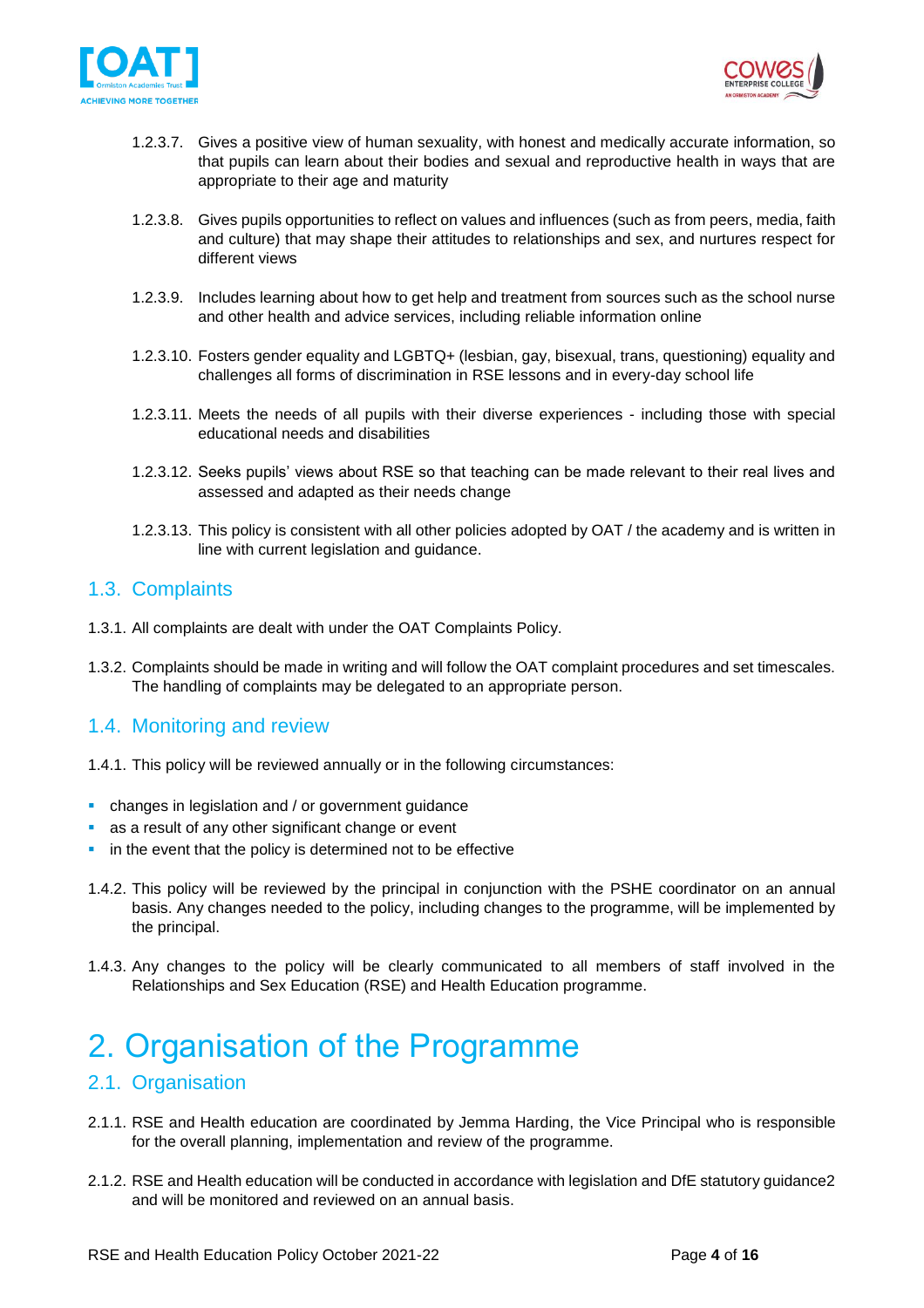1.2.3.7. Gives a positive view of human sexuality, with honest and medically accurate information, so that pupils can learn about their bodies and sexual and reproductive health in ways that are appropriate to their age and maturity

1.2.3.8. Gives pupils opportunities to reflect on values and influences (such as from peers, media, faith and culture) that may shape their attitudes to relationships and sex, and nurtures respect for different views

1.2.3.9. Includes learning about how to get help and treatment from sources such as the school nurse and other health and advice services, including reliable information online

1.2.3.10. Fosters gender equality and LGBTQ+ (lesbian, gay, bisexual, trans, questioning) equality and challenges all forms of discrimination in RSE lessons and in every-day school life

1.2.3.11. Meets the needs of all pupils with their diverse experiences - including those with special educational needs and disabilities

1.2.3.12. Seeks pupils' views about RSE so that teaching can be made relevant to their real lives and assessed and adapted as their needs change

1.2.3.13. This policy is consistent with all other policies adopted by OAT / the academy and is written in line with current legislation and guidance.

## 1.3. Complaints

1.3.1. All complaints are dealt with under the OAT Complaints Policy.

1.3.2. Complaints should be made in writing and will follow the OAT complaint procedures and set timescales. The handling of complaints may be delegated to an appropriate person.

## 1.4. Monitoring and review

1.4.1. This policy will be reviewed annually or in the following circumstances:

- changes in legislation and / or government guidance
- as a result of any other significant change or event
- in the event that the policy is determined not to be effective

1.4.2. This policy will be reviewed by the principal in conjunction with the PSHE coordinator on an annual basis. Any changes needed to the policy, including changes to the programme, will be implemented by the principal.

1.4.3. Any changes to the policy will be clearly communicated to all members of staff involved in the Relationships and Sex Education (RSE) and Health Education programme.

# 2. Organisation of the Programme

## 2.1. Organisation

2.1.1. RSE and Health education are coordinated by Jemma Harding, the Vice Principal who is responsible for the overall planning, implementation and review of the programme.

2.1.2. RSE and Health education will be conducted in accordance with legislation and DfE statutory guidance2 and will be monitored and reviewed on an annual basis.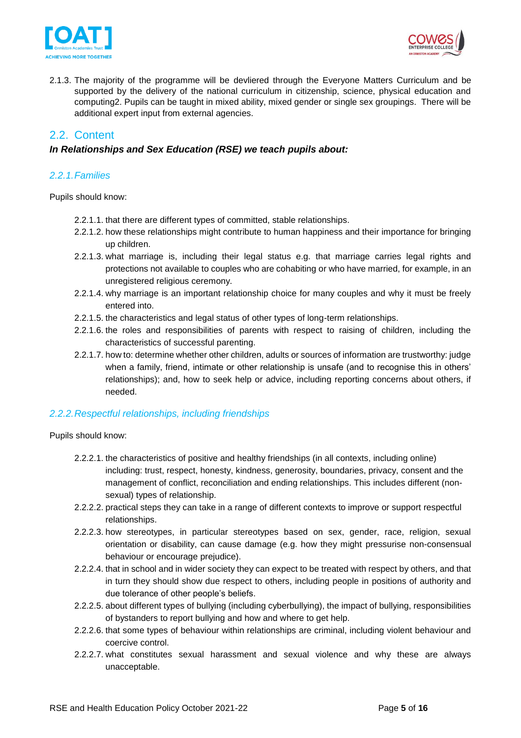2.1.3. The majority of the programme will be devliered through the Everyone Matters Curriculum and be supported by the delivery of the national curriculum in citizenship, science, physical education and computing2. Pupils can be taught in mixed ability, mixed gender or single sex groupings. There will be additional expert input from external agencies.

## 2.2. Content

***In Relationships and Sex Education (RSE) we teach pupils about:***

### *2.2.1. Families*

Pupils should know:

- 2.2.1.1. that there are different types of committed, stable relationships.
- 2.2.1.2. how these relationships might contribute to human happiness and their importance for bringing up children.
- 2.2.1.3. what marriage is, including their legal status e.g. that marriage carries legal rights and protections not available to couples who are cohabiting or who have married, for example, in an unregistered religious ceremony.
- 2.2.1.4. why marriage is an important relationship choice for many couples and why it must be freely entered into.
- 2.2.1.5. the characteristics and legal status of other types of long-term relationships.
- 2.2.1.6. the roles and responsibilities of parents with respect to raising of children, including the characteristics of successful parenting.
- 2.2.1.7. how to: determine whether other children, adults or sources of information are trustworthy: judge when a family, friend, intimate or other relationship is unsafe (and to recognise this in others' relationships); and, how to seek help or advice, including reporting concerns about others, if needed.

### *2.2.2. Respectful relationships, including friendships*

Pupils should know:

- 2.2.2.1. the characteristics of positive and healthy friendships (in all contexts, including online) including: trust, respect, honesty, kindness, generosity, boundaries, privacy, consent and the management of conflict, reconciliation and ending relationships. This includes different (non-sexual) types of relationship.
- 2.2.2.2. practical steps they can take in a range of different contexts to improve or support respectful relationships.
- 2.2.2.3. how stereotypes, in particular stereotypes based on sex, gender, race, religion, sexual orientation or disability, can cause damage (e.g. how they might pressurise non-consensual behaviour or encourage prejudice).
- 2.2.2.4. that in school and in wider society they can expect to be treated with respect by others, and that in turn they should show due respect to others, including people in positions of authority and due tolerance of other people's beliefs.
- 2.2.2.5. about different types of bullying (including cyberbullying), the impact of bullying, responsibilities of bystanders to report bullying and how and where to get help.
- 2.2.2.6. that some types of behaviour within relationships are criminal, including violent behaviour and coercive control.
- 2.2.2.7. what constitutes sexual harassment and sexual violence and why these are always unacceptable.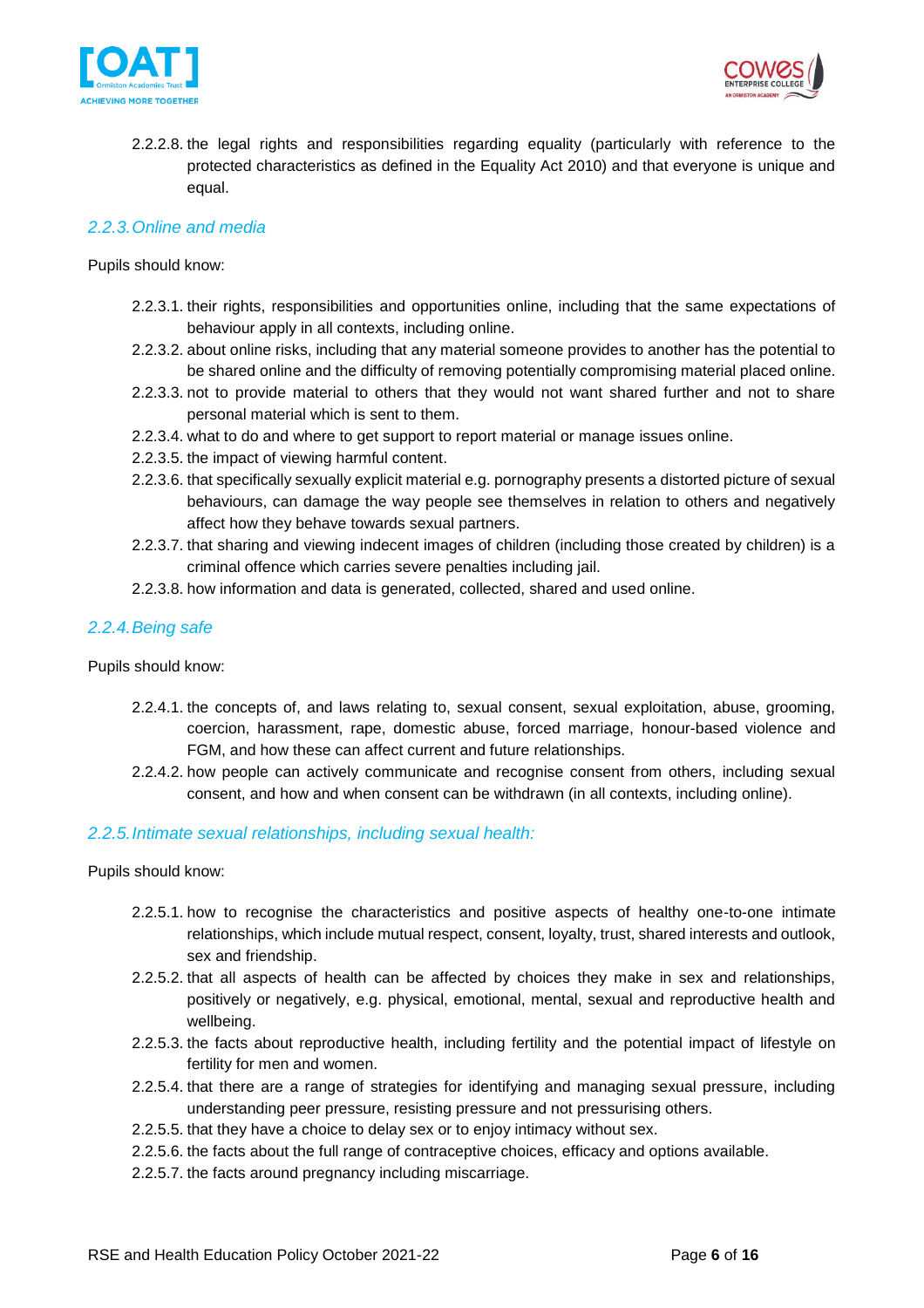2.2.2.8. the legal rights and responsibilities regarding equality (particularly with reference to the protected characteristics as defined in the Equality Act 2010) and that everyone is unique and equal.

### *2.2.3. Online and media*

Pupils should know:

- 2.2.3.1. their rights, responsibilities and opportunities online, including that the same expectations of behaviour apply in all contexts, including online.
- 2.2.3.2. about online risks, including that any material someone provides to another has the potential to be shared online and the difficulty of removing potentially compromising material placed online.
- 2.2.3.3. not to provide material to others that they would not want shared further and not to share personal material which is sent to them.
- 2.2.3.4. what to do and where to get support to report material or manage issues online.
- 2.2.3.5. the impact of viewing harmful content.
- 2.2.3.6. that specifically sexually explicit material e.g. pornography presents a distorted picture of sexual behaviours, can damage the way people see themselves in relation to others and negatively affect how they behave towards sexual partners.
- 2.2.3.7. that sharing and viewing indecent images of children (including those created by children) is a criminal offence which carries severe penalties including jail.
- 2.2.3.8. how information and data is generated, collected, shared and used online.

### *2.2.4. Being safe*

Pupils should know:

- 2.2.4.1. the concepts of, and laws relating to, sexual consent, sexual exploitation, abuse, grooming, coercion, harassment, rape, domestic abuse, forced marriage, honour-based violence and FGM, and how these can affect current and future relationships.
- 2.2.4.2. how people can actively communicate and recognise consent from others, including sexual consent, and how and when consent can be withdrawn (in all contexts, including online).

### *2.2.5. Intimate sexual relationships, including sexual health:*

Pupils should know:

- 2.2.5.1. how to recognise the characteristics and positive aspects of healthy one-to-one intimate relationships, which include mutual respect, consent, loyalty, trust, shared interests and outlook, sex and friendship.
- 2.2.5.2. that all aspects of health can be affected by choices they make in sex and relationships, positively or negatively, e.g. physical, emotional, mental, sexual and reproductive health and wellbeing.
- 2.2.5.3. the facts about reproductive health, including fertility and the potential impact of lifestyle on fertility for men and women.
- 2.2.5.4. that there are a range of strategies for identifying and managing sexual pressure, including understanding peer pressure, resisting pressure and not pressurising others.
- 2.2.5.5. that they have a choice to delay sex or to enjoy intimacy without sex.
- 2.2.5.6. the facts about the full range of contraceptive choices, efficacy and options available.
- 2.2.5.7. the facts around pregnancy including miscarriage.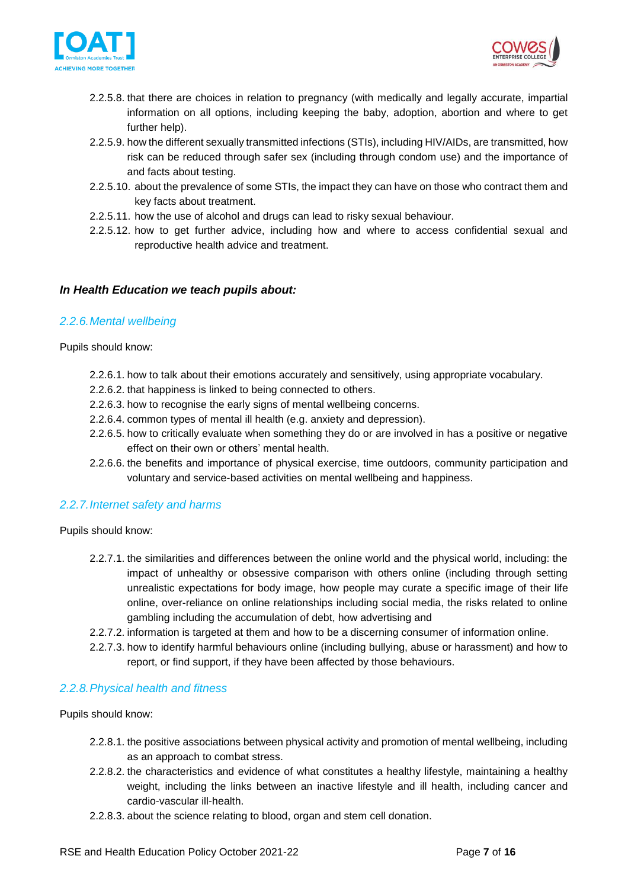2.2.5.8. that there are choices in relation to pregnancy (with medically and legally accurate, impartial information on all options, including keeping the baby, adoption, abortion and where to get further help).

2.2.5.9. how the different sexually transmitted infections (STIs), including HIV/AIDs, are transmitted, how risk can be reduced through safer sex (including through condom use) and the importance of and facts about testing.

2.2.5.10. about the prevalence of some STIs, the impact they can have on those who contract them and key facts about treatment.

2.2.5.11. how the use of alcohol and drugs can lead to risky sexual behaviour.

2.2.5.12. how to get further advice, including how and where to access confidential sexual and reproductive health advice and treatment.

***In Health Education we teach pupils about:***

### *2.2.6. Mental wellbeing*

Pupils should know:

2.2.6.1. how to talk about their emotions accurately and sensitively, using appropriate vocabulary.

2.2.6.2. that happiness is linked to being connected to others.

2.2.6.3. how to recognise the early signs of mental wellbeing concerns.

2.2.6.4. common types of mental ill health (e.g. anxiety and depression).

2.2.6.5. how to critically evaluate when something they do or are involved in has a positive or negative effect on their own or others' mental health.

2.2.6.6. the benefits and importance of physical exercise, time outdoors, community participation and voluntary and service-based activities on mental wellbeing and happiness.

### *2.2.7. Internet safety and harms*

Pupils should know:

2.2.7.1. the similarities and differences between the online world and the physical world, including: the impact of unhealthy or obsessive comparison with others online (including through setting unrealistic expectations for body image, how people may curate a specific image of their life online, over-reliance on online relationships including social media, the risks related to online gambling including the accumulation of debt, how advertising and

2.2.7.2. information is targeted at them and how to be a discerning consumer of information online.

2.2.7.3. how to identify harmful behaviours online (including bullying, abuse or harassment) and how to report, or find support, if they have been affected by those behaviours.

### *2.2.8. Physical health and fitness*

Pupils should know:

2.2.8.1. the positive associations between physical activity and promotion of mental wellbeing, including as an approach to combat stress.

2.2.8.2. the characteristics and evidence of what constitutes a healthy lifestyle, maintaining a healthy weight, including the links between an inactive lifestyle and ill health, including cancer and cardio-vascular ill-health.

2.2.8.3. about the science relating to blood, organ and stem cell donation.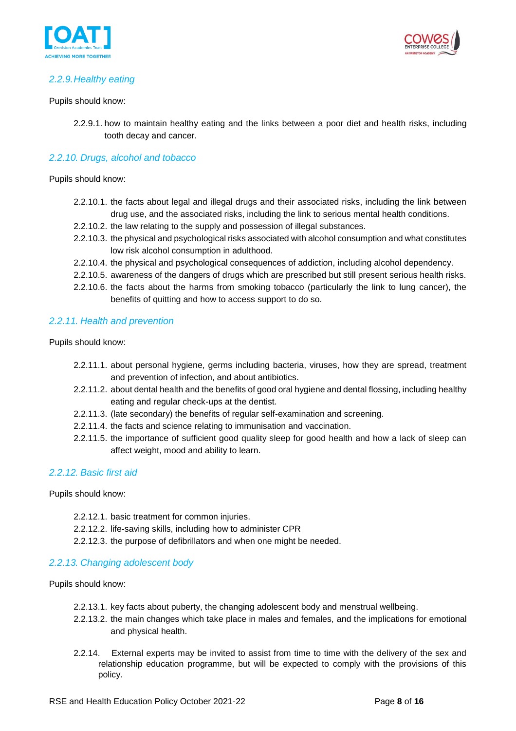### *2.2.9. Healthy eating*

Pupils should know:

2.2.9.1. how to maintain healthy eating and the links between a poor diet and health risks, including tooth decay and cancer.

### *2.2.10. Drugs, alcohol and tobacco*

Pupils should know:

2.2.10.1. the facts about legal and illegal drugs and their associated risks, including the link between drug use, and the associated risks, including the link to serious mental health conditions.

2.2.10.2. the law relating to the supply and possession of illegal substances.

2.2.10.3. the physical and psychological risks associated with alcohol consumption and what constitutes low risk alcohol consumption in adulthood.

2.2.10.4. the physical and psychological consequences of addiction, including alcohol dependency.

2.2.10.5. awareness of the dangers of drugs which are prescribed but still present serious health risks.

2.2.10.6. the facts about the harms from smoking tobacco (particularly the link to lung cancer), the benefits of quitting and how to access support to do so.

### *2.2.11. Health and prevention*

Pupils should know:

2.2.11.1. about personal hygiene, germs including bacteria, viruses, how they are spread, treatment and prevention of infection, and about antibiotics.

2.2.11.2. about dental health and the benefits of good oral hygiene and dental flossing, including healthy eating and regular check-ups at the dentist.

2.2.11.3. (late secondary) the benefits of regular self-examination and screening.

2.2.11.4. the facts and science relating to immunisation and vaccination.

2.2.11.5. the importance of sufficient good quality sleep for good health and how a lack of sleep can affect weight, mood and ability to learn.

### *2.2.12. Basic first aid*

Pupils should know:

2.2.12.1. basic treatment for common injuries.

2.2.12.2. life-saving skills, including how to administer CPR

2.2.12.3. the purpose of defibrillators and when one might be needed.

### *2.2.13. Changing adolescent body*

Pupils should know:

2.2.13.1. key facts about puberty, the changing adolescent body and menstrual wellbeing.

2.2.13.2. the main changes which take place in males and females, and the implications for emotional and physical health.

2.2.14. External experts may be invited to assist from time to time with the delivery of the sex and relationship education programme, but will be expected to comply with the provisions of this policy.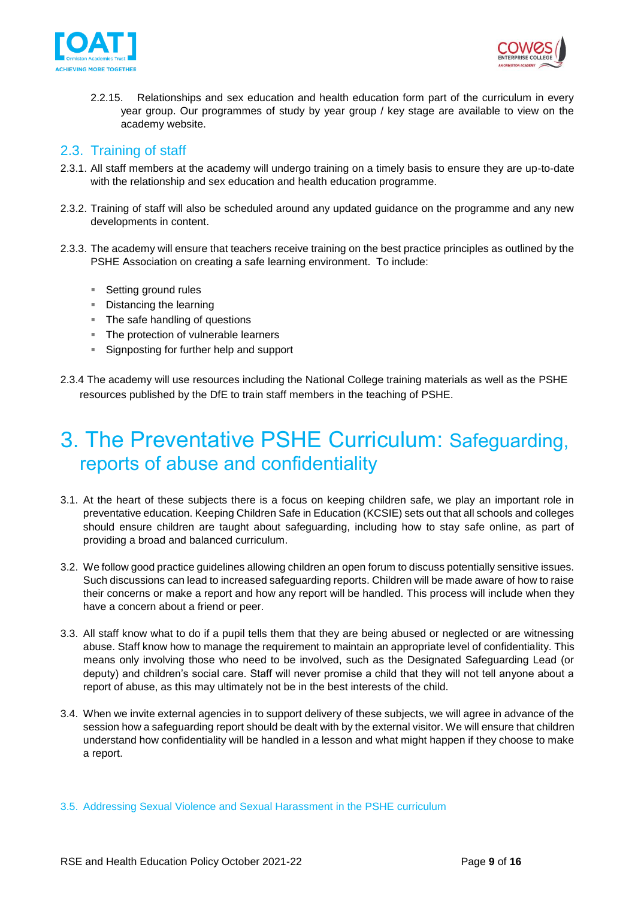2.2.15. Relationships and sex education and health education form part of the curriculum in every year group. Our programmes of study by year group / key stage are available to view on the academy website.

## 2.3. Training of staff

2.3.1. All staff members at the academy will undergo training on a timely basis to ensure they are up-to-date with the relationship and sex education and health education programme.

2.3.2. Training of staff will also be scheduled around any updated guidance on the programme and any new developments in content.

2.3.3. The academy will ensure that teachers receive training on the best practice principles as outlined by the PSHE Association on creating a safe learning environment. To include:

- Setting ground rules
- Distancing the learning
- The safe handling of questions
- The protection of vulnerable learners
- Signposting for further help and support

2.3.4 The academy will use resources including the National College training materials as well as the PSHE resources published by the DfE to train staff members in the teaching of PSHE.

# 3. The Preventative PSHE Curriculum: Safeguarding, reports of abuse and confidentiality

3.1. At the heart of these subjects there is a focus on keeping children safe, we play an important role in preventative education. Keeping Children Safe in Education (KCSIE) sets out that all schools and colleges should ensure children are taught about safeguarding, including how to stay safe online, as part of providing a broad and balanced curriculum.

3.2. We follow good practice guidelines allowing children an open forum to discuss potentially sensitive issues. Such discussions can lead to increased safeguarding reports. Children will be made aware of how to raise their concerns or make a report and how any report will be handled. This process will include when they have a concern about a friend or peer.

3.3. All staff know what to do if a pupil tells them that they are being abused or neglected or are witnessing abuse. Staff know how to manage the requirement to maintain an appropriate level of confidentiality. This means only involving those who need to be involved, such as the Designated Safeguarding Lead (or deputy) and children's social care. Staff will never promise a child that they will not tell anyone about a report of abuse, as this may ultimately not be in the best interests of the child.

3.4. When we invite external agencies in to support delivery of these subjects, we will agree in advance of the session how a safeguarding report should be dealt with by the external visitor. We will ensure that children understand how confidentiality will be handled in a lesson and what might happen if they choose to make a report.

### 3.5. Addressing Sexual Violence and Sexual Harassment in the PSHE curriculum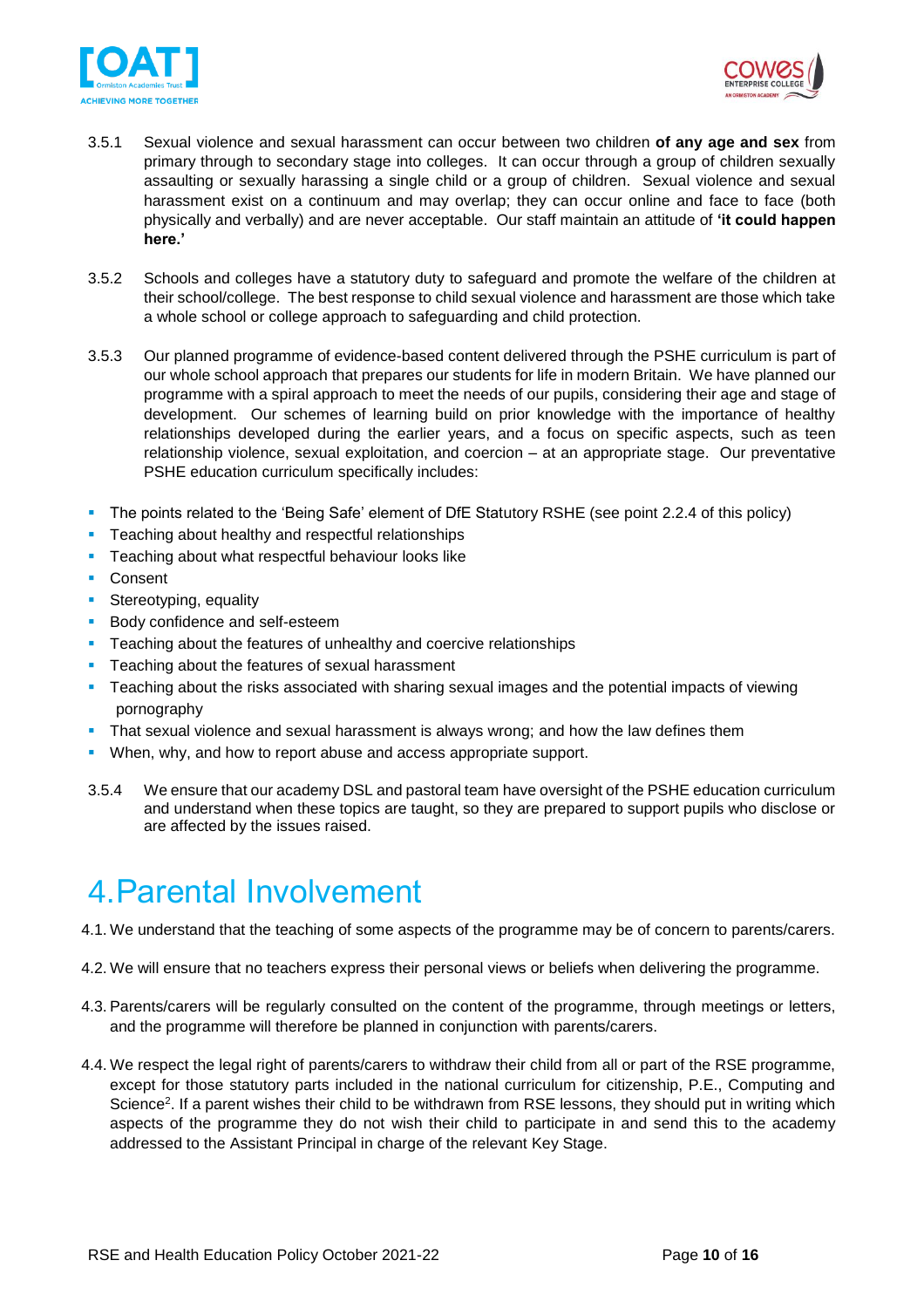3.5.1 Sexual violence and sexual harassment can occur between two children **of any age and sex** from primary through to secondary stage into colleges. It can occur through a group of children sexually assaulting or sexually harassing a single child or a group of children. Sexual violence and sexual harassment exist on a continuum and may overlap; they can occur online and face to face (both physically and verbally) and are never acceptable. Our staff maintain an attitude of **'it could happen here.'**

3.5.2 Schools and colleges have a statutory duty to safeguard and promote the welfare of the children at their school/college. The best response to child sexual violence and harassment are those which take a whole school or college approach to safeguarding and child protection.

3.5.3 Our planned programme of evidence-based content delivered through the PSHE curriculum is part of our whole school approach that prepares our students for life in modern Britain. We have planned our programme with a spiral approach to meet the needs of our pupils, considering their age and stage of development. Our schemes of learning build on prior knowledge with the importance of healthy relationships developed during the earlier years, and a focus on specific aspects, such as teen relationship violence, sexual exploitation, and coercion – at an appropriate stage. Our preventative PSHE education curriculum specifically includes:

- The points related to the 'Being Safe' element of DfE Statutory RSHE (see point 2.2.4 of this policy)
- Teaching about healthy and respectful relationships
- Teaching about what respectful behaviour looks like
- Consent
- Stereotyping, equality
- Body confidence and self-esteem
- Teaching about the features of unhealthy and coercive relationships
- Teaching about the features of sexual harassment
- Teaching about the risks associated with sharing sexual images and the potential impacts of viewing pornography
- That sexual violence and sexual harassment is always wrong; and how the law defines them
- When, why, and how to report abuse and access appropriate support.

3.5.4 We ensure that our academy DSL and pastoral team have oversight of the PSHE education curriculum and understand when these topics are taught, so they are prepared to support pupils who disclose or are affected by the issues raised.

# 4. Parental Involvement

4.1. We understand that the teaching of some aspects of the programme may be of concern to parents/carers.

4.2. We will ensure that no teachers express their personal views or beliefs when delivering the programme.

4.3. Parents/carers will be regularly consulted on the content of the programme, through meetings or letters, and the programme will therefore be planned in conjunction with parents/carers.

4.4. We respect the legal right of parents/carers to withdraw their child from all or part of the RSE programme, except for those statutory parts included in the national curriculum for citizenship, P.E., Computing and Science[2]. If a parent wishes their child to be withdrawn from RSE lessons, they should put in writing which aspects of the programme they do not wish their child to participate in and send this to the academy addressed to the Assistant Principal in charge of the relevant Key Stage.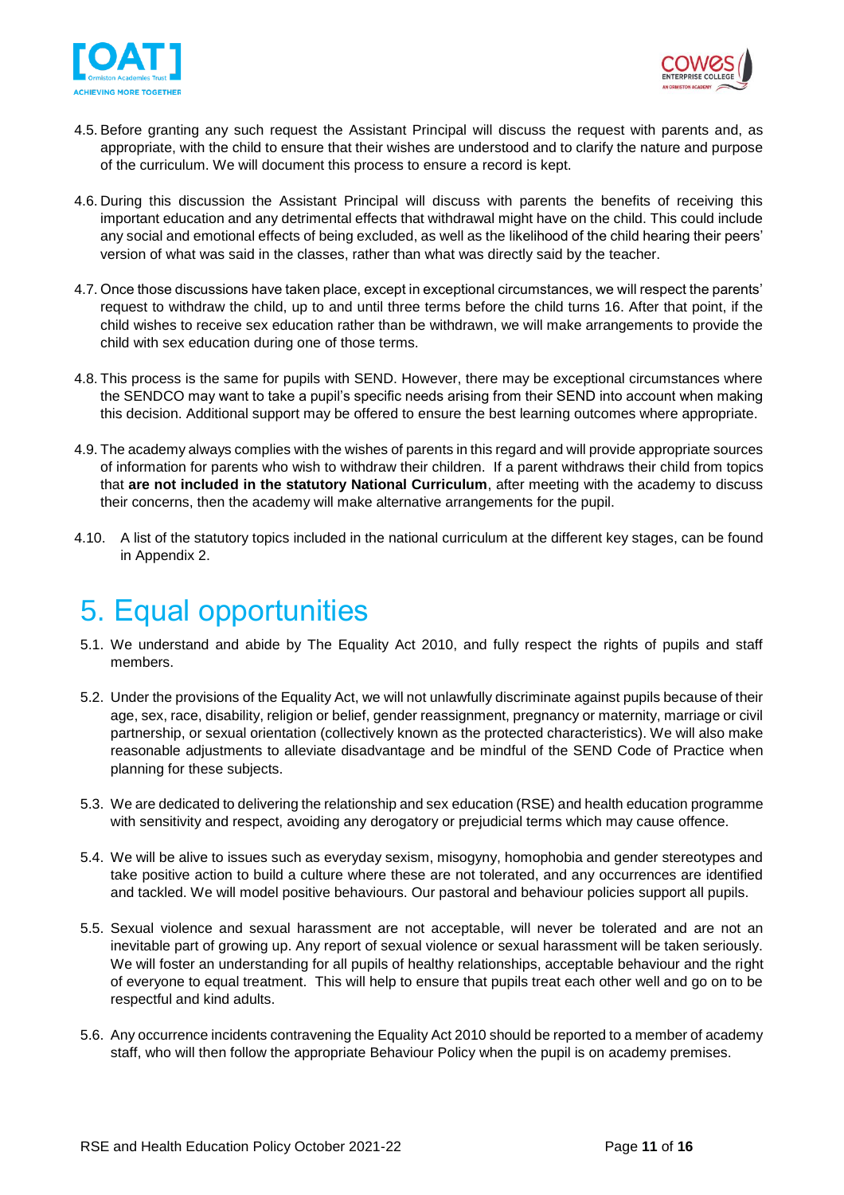4.5. Before granting any such request the Assistant Principal will discuss the request with parents and, as appropriate, with the child to ensure that their wishes are understood and to clarify the nature and purpose of the curriculum. We will document this process to ensure a record is kept.

4.6. During this discussion the Assistant Principal will discuss with parents the benefits of receiving this important education and any detrimental effects that withdrawal might have on the child. This could include any social and emotional effects of being excluded, as well as the likelihood of the child hearing their peers' version of what was said in the classes, rather than what was directly said by the teacher.

4.7. Once those discussions have taken place, except in exceptional circumstances, we will respect the parents' request to withdraw the child, up to and until three terms before the child turns 16. After that point, if the child wishes to receive sex education rather than be withdrawn, we will make arrangements to provide the child with sex education during one of those terms.

4.8. This process is the same for pupils with SEND. However, there may be exceptional circumstances where the SENDCO may want to take a pupil's specific needs arising from their SEND into account when making this decision. Additional support may be offered to ensure the best learning outcomes where appropriate.

4.9. The academy always complies with the wishes of parents in this regard and will provide appropriate sources of information for parents who wish to withdraw their children. If a parent withdraws their child from topics that **are not included in the statutory National Curriculum**, after meeting with the academy to discuss their concerns, then the academy will make alternative arrangements for the pupil.

4.10. A list of the statutory topics included in the national curriculum at the different key stages, can be found in Appendix 2.

# 5. Equal opportunities

5.1. We understand and abide by The Equality Act 2010, and fully respect the rights of pupils and staff members.

5.2. Under the provisions of the Equality Act, we will not unlawfully discriminate against pupils because of their age, sex, race, disability, religion or belief, gender reassignment, pregnancy or maternity, marriage or civil partnership, or sexual orientation (collectively known as the protected characteristics). We will also make reasonable adjustments to alleviate disadvantage and be mindful of the SEND Code of Practice when planning for these subjects.

5.3. We are dedicated to delivering the relationship and sex education (RSE) and health education programme with sensitivity and respect, avoiding any derogatory or prejudicial terms which may cause offence.

5.4. We will be alive to issues such as everyday sexism, misogyny, homophobia and gender stereotypes and take positive action to build a culture where these are not tolerated, and any occurrences are identified and tackled. We will model positive behaviours. Our pastoral and behaviour policies support all pupils.

5.5. Sexual violence and sexual harassment are not acceptable, will never be tolerated and are not an inevitable part of growing up. Any report of sexual violence or sexual harassment will be taken seriously. We will foster an understanding for all pupils of healthy relationships, acceptable behaviour and the right of everyone to equal treatment. This will help to ensure that pupils treat each other well and go on to be respectful and kind adults.

5.6. Any occurrence incidents contravening the Equality Act 2010 should be reported to a member of academy staff, who will then follow the appropriate Behaviour Policy when the pupil is on academy premises.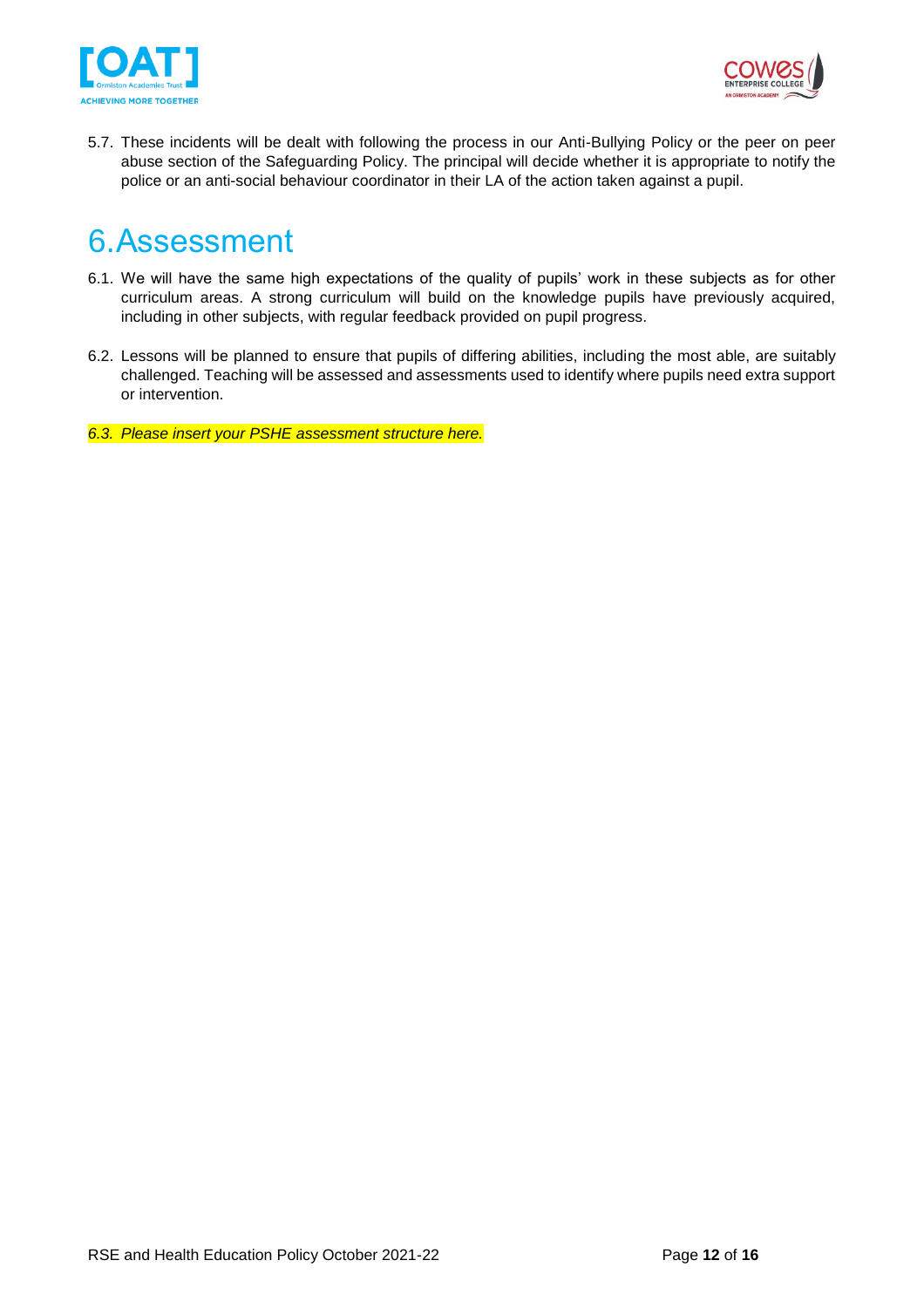5.7. These incidents will be dealt with following the process in our Anti-Bullying Policy or the peer on peer abuse section of the Safeguarding Policy. The principal will decide whether it is appropriate to notify the police or an anti-social behaviour coordinator in their LA of the action taken against a pupil.

# 6. Assessment

6.1. We will have the same high expectations of the quality of pupils' work in these subjects as for other curriculum areas. A strong curriculum will build on the knowledge pupils have previously acquired, including in other subjects, with regular feedback provided on pupil progress.

6.2. Lessons will be planned to ensure that pupils of differing abilities, including the most able, are suitably challenged. Teaching will be assessed and assessments used to identify where pupils need extra support or intervention.

*6.3. Please insert your PSHE assessment structure here.*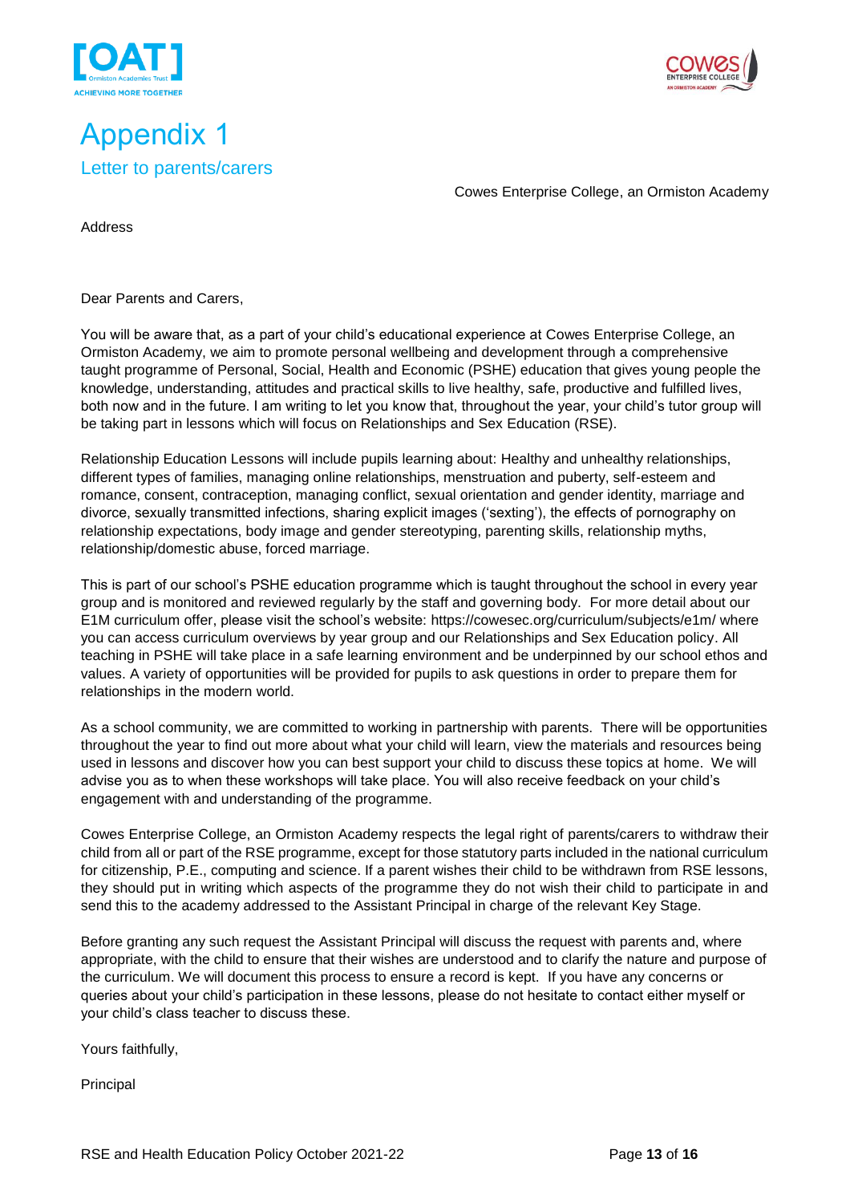# Appendix 1

## Letter to parents/carers

Cowes Enterprise College, an Ormiston Academy

Address

Dear Parents and Carers,

You will be aware that, as a part of your child's educational experience at Cowes Enterprise College, an Ormiston Academy, we aim to promote personal wellbeing and development through a comprehensive taught programme of Personal, Social, Health and Economic (PSHE) education that gives young people the knowledge, understanding, attitudes and practical skills to live healthy, safe, productive and fulfilled lives, both now and in the future. I am writing to let you know that, throughout the year, your child's tutor group will be taking part in lessons which will focus on Relationships and Sex Education (RSE).

Relationship Education Lessons will include pupils learning about: Healthy and unhealthy relationships, different types of families, managing online relationships, menstruation and puberty, self-esteem and romance, consent, contraception, managing conflict, sexual orientation and gender identity, marriage and divorce, sexually transmitted infections, sharing explicit images ('sexting'), the effects of pornography on relationship expectations, body image and gender stereotyping, parenting skills, relationship myths, relationship/domestic abuse, forced marriage.

This is part of our school's PSHE education programme which is taught throughout the school in every year group and is monitored and reviewed regularly by the staff and governing body. For more detail about our E1M curriculum offer, please visit the school's website: https://cowesec.org/curriculum/subjects/e1m/ where you can access curriculum overviews by year group and our Relationships and Sex Education policy. All teaching in PSHE will take place in a safe learning environment and be underpinned by our school ethos and values. A variety of opportunities will be provided for pupils to ask questions in order to prepare them for relationships in the modern world.

As a school community, we are committed to working in partnership with parents. There will be opportunities throughout the year to find out more about what your child will learn, view the materials and resources being used in lessons and discover how you can best support your child to discuss these topics at home. We will advise you as to when these workshops will take place. You will also receive feedback on your child's engagement with and understanding of the programme.

Cowes Enterprise College, an Ormiston Academy respects the legal right of parents/carers to withdraw their child from all or part of the RSE programme, except for those statutory parts included in the national curriculum for citizenship, P.E., computing and science. If a parent wishes their child to be withdrawn from RSE lessons, they should put in writing which aspects of the programme they do not wish their child to participate in and send this to the academy addressed to the Assistant Principal in charge of the relevant Key Stage.

Before granting any such request the Assistant Principal will discuss the request with parents and, where appropriate, with the child to ensure that their wishes are understood and to clarify the nature and purpose of the curriculum. We will document this process to ensure a record is kept. If you have any concerns or queries about your child's participation in these lessons, please do not hesitate to contact either myself or your child's class teacher to discuss these.

Yours faithfully,

Principal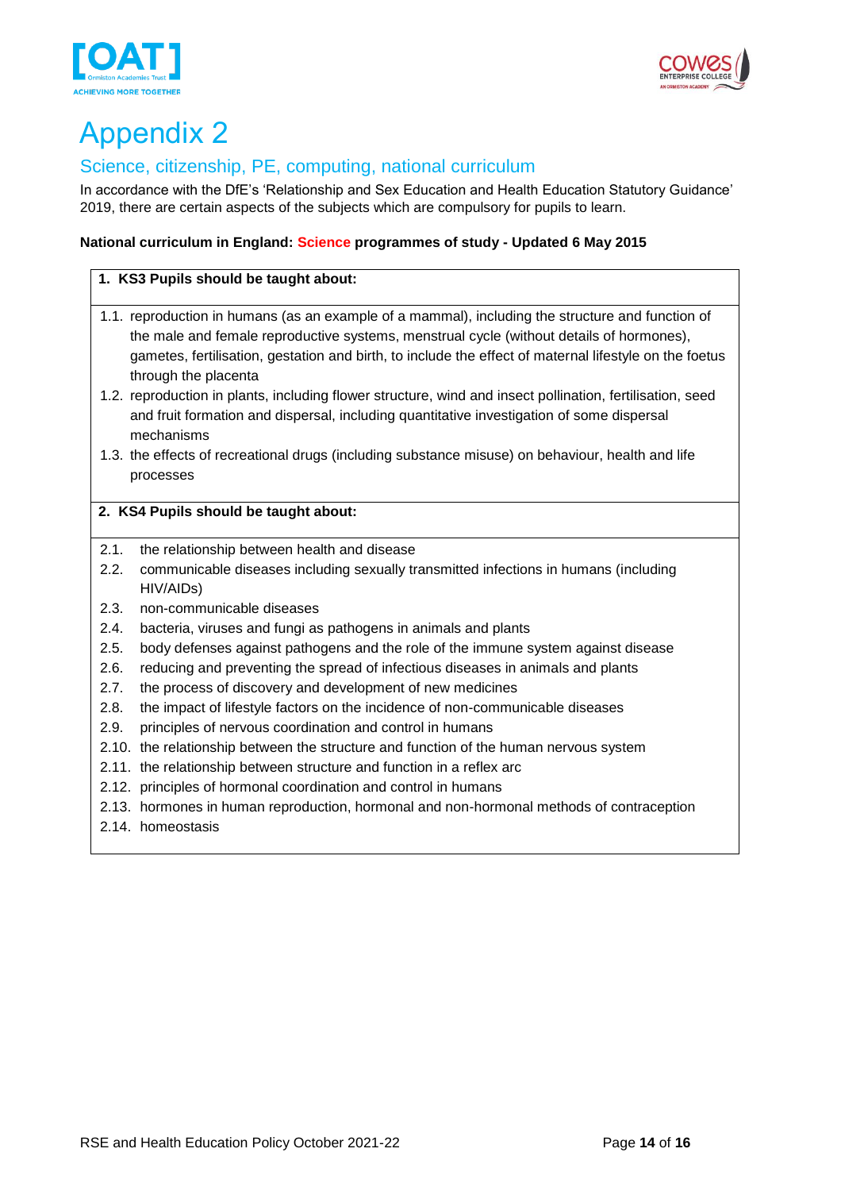# Appendix 2

## Science, citizenship, PE, computing, national curriculum

In accordance with the DfE's 'Relationship and Sex Education and Health Education Statutory Guidance' 2019, there are certain aspects of the subjects which are compulsory for pupils to learn.

**National curriculum in England: Science programmes of study - Updated 6 May 2015**

**1. KS3 Pupils should be taught about:**

1.1. reproduction in humans (as an example of a mammal), including the structure and function of the male and female reproductive systems, menstrual cycle (without details of hormones), gametes, fertilisation, gestation and birth, to include the effect of maternal lifestyle on the foetus through the placenta

1.2. reproduction in plants, including flower structure, wind and insect pollination, fertilisation, seed and fruit formation and dispersal, including quantitative investigation of some dispersal mechanisms

1.3. the effects of recreational drugs (including substance misuse) on behaviour, health and life processes

**2. KS4 Pupils should be taught about:**

2.1. the relationship between health and disease

2.2. communicable diseases including sexually transmitted infections in humans (including HIV/AIDs)

2.3. non-communicable diseases

2.4. bacteria, viruses and fungi as pathogens in animals and plants

2.5. body defenses against pathogens and the role of the immune system against disease

2.6. reducing and preventing the spread of infectious diseases in animals and plants

2.7. the process of discovery and development of new medicines

2.8. the impact of lifestyle factors on the incidence of non-communicable diseases

2.9. principles of nervous coordination and control in humans

2.10. the relationship between the structure and function of the human nervous system

2.11. the relationship between structure and function in a reflex arc

2.12. principles of hormonal coordination and control in humans

2.13. hormones in human reproduction, hormonal and non-hormonal methods of contraception

2.14. homeostasis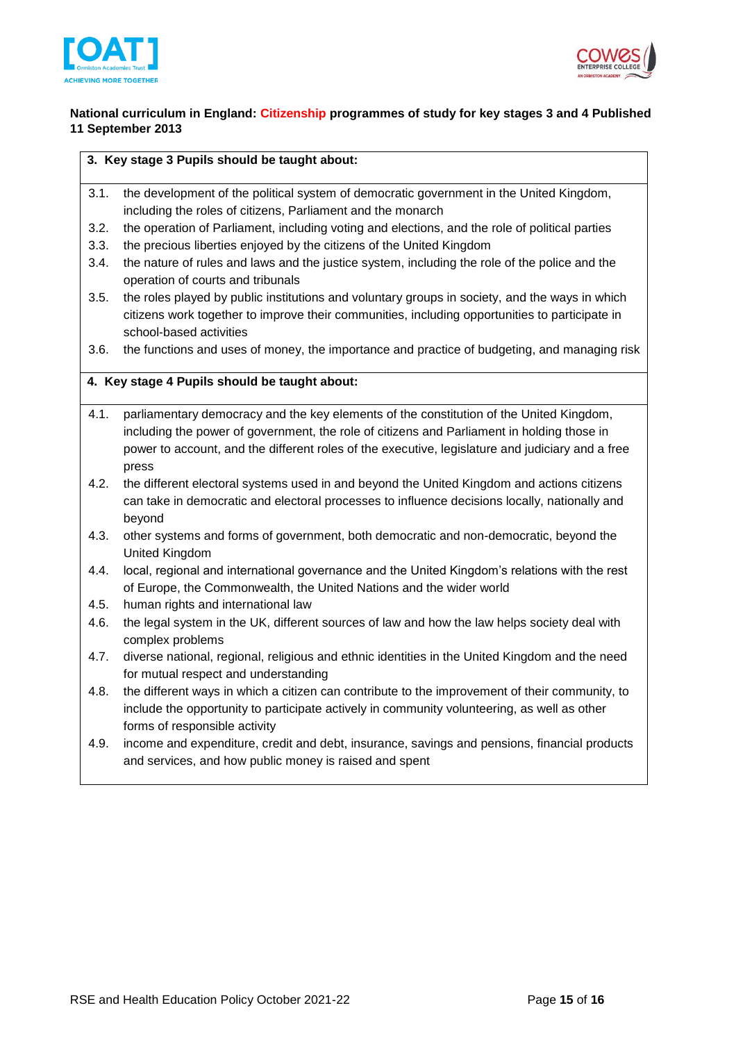**National curriculum in England: Citizenship programmes of study for key stages 3 and 4 Published 11 September 2013**

**3. Key stage 3 Pupils should be taught about:**

3.1. the development of the political system of democratic government in the United Kingdom, including the roles of citizens, Parliament and the monarch

3.2. the operation of Parliament, including voting and elections, and the role of political parties

3.3. the precious liberties enjoyed by the citizens of the United Kingdom

3.4. the nature of rules and laws and the justice system, including the role of the police and the operation of courts and tribunals

3.5. the roles played by public institutions and voluntary groups in society, and the ways in which citizens work together to improve their communities, including opportunities to participate in school-based activities

3.6. the functions and uses of money, the importance and practice of budgeting, and managing risk

**4. Key stage 4 Pupils should be taught about:**

4.1. parliamentary democracy and the key elements of the constitution of the United Kingdom, including the power of government, the role of citizens and Parliament in holding those in power to account, and the different roles of the executive, legislature and judiciary and a free press

4.2. the different electoral systems used in and beyond the United Kingdom and actions citizens can take in democratic and electoral processes to influence decisions locally, nationally and beyond

4.3. other systems and forms of government, both democratic and non-democratic, beyond the United Kingdom

4.4. local, regional and international governance and the United Kingdom's relations with the rest of Europe, the Commonwealth, the United Nations and the wider world

4.5. human rights and international law

4.6. the legal system in the UK, different sources of law and how the law helps society deal with complex problems

4.7. diverse national, regional, religious and ethnic identities in the United Kingdom and the need for mutual respect and understanding

4.8. the different ways in which a citizen can contribute to the improvement of their community, to include the opportunity to participate actively in community volunteering, as well as other forms of responsible activity

4.9. income and expenditure, credit and debt, insurance, savings and pensions, financial products and services, and how public money is raised and spent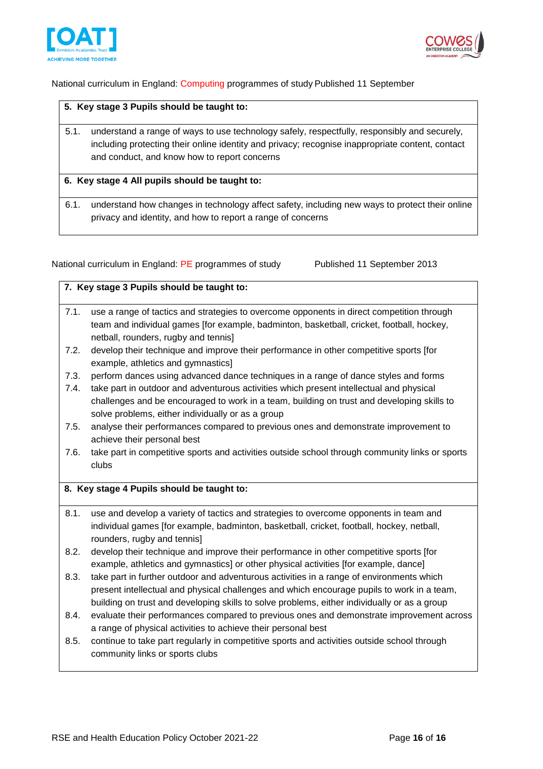National curriculum in England: Computing programmes of study Published 11 September

**5. Key stage 3 Pupils should be taught to:**

5.1. understand a range of ways to use technology safely, respectfully, responsibly and securely, including protecting their online identity and privacy; recognise inappropriate content, contact and conduct, and know how to report concerns

**6. Key stage 4 All pupils should be taught to:**

6.1. understand how changes in technology affect safety, including new ways to protect their online privacy and identity, and how to report a range of concerns

National curriculum in England: PE programmes of study Published 11 September 2013

**7. Key stage 3 Pupils should be taught to:**

7.1. use a range of tactics and strategies to overcome opponents in direct competition through team and individual games [for example, badminton, basketball, cricket, football, hockey, netball, rounders, rugby and tennis]
7.2. develop their technique and improve their performance in other competitive sports [for example, athletics and gymnastics]
7.3. perform dances using advanced dance techniques in a range of dance styles and forms
7.4. take part in outdoor and adventurous activities which present intellectual and physical challenges and be encouraged to work in a team, building on trust and developing skills to solve problems, either individually or as a group
7.5. analyse their performances compared to previous ones and demonstrate improvement to achieve their personal best
7.6. take part in competitive sports and activities outside school through community links or sports clubs

**8. Key stage 4 Pupils should be taught to:**

8.1. use and develop a variety of tactics and strategies to overcome opponents in team and individual games [for example, badminton, basketball, cricket, football, hockey, netball, rounders, rugby and tennis]
8.2. develop their technique and improve their performance in other competitive sports [for example, athletics and gymnastics] or other physical activities [for example, dance]
8.3. take part in further outdoor and adventurous activities in a range of environments which present intellectual and physical challenges and which encourage pupils to work in a team, building on trust and developing skills to solve problems, either individually or as a group
8.4. evaluate their performances compared to previous ones and demonstrate improvement across a range of physical activities to achieve their personal best
8.5. continue to take part regularly in competitive sports and activities outside school through community links or sports clubs